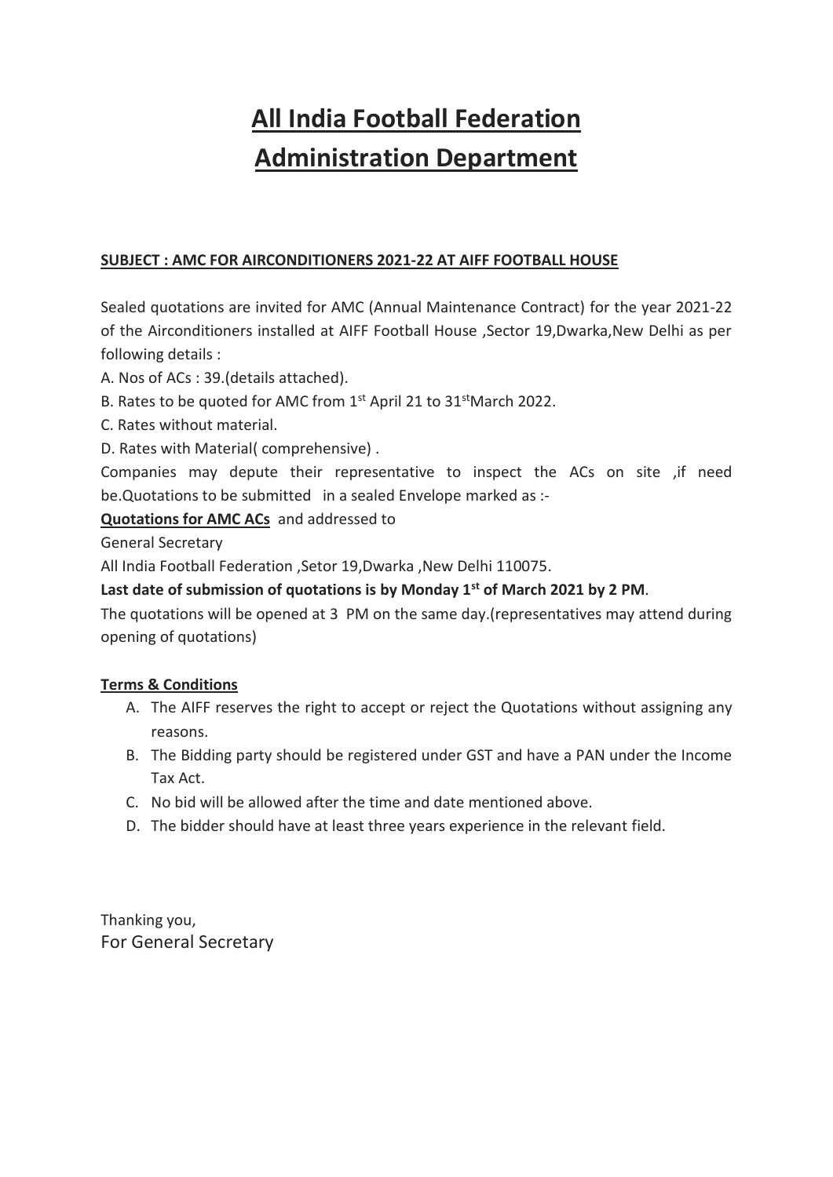# All India Football Federation
# Administration Department

**SUBJECT : AMC FOR AIRCONDITIONERS 2021-22 AT AIFF FOOTBALL HOUSE**

Sealed quotations are invited for AMC (Annual Maintenance Contract) for the year 2021-22 of the Airconditioners installed at AIFF Football House ,Sector 19,Dwarka,New Delhi as per following details :

A. Nos of ACs : 39.(details attached).

B. Rates to be quoted for AMC from 1st April 21 to 31stMarch 2022.

C. Rates without material.

D. Rates with Material( comprehensive) .

Companies may depute their representative to inspect the ACs on site ,if need be.Quotations to be submitted in a sealed Envelope marked as :-

**Quotations for AMC ACs** and addressed to

General Secretary

All India Football Federation ,Setor 19,Dwarka ,New Delhi 110075.

**Last date of submission of quotations is by Monday 1st of March 2021 by 2 PM**.

The quotations will be opened at 3 PM on the same day.(representatives may attend during opening of quotations)

**Terms & Conditions**

A. The AIFF reserves the right to accept or reject the Quotations without assigning any reasons.
B. The Bidding party should be registered under GST and have a PAN under the Income Tax Act.
C. No bid will be allowed after the time and date mentioned above.
D. The bidder should have at least three years experience in the relevant field.

Thanking you,
For General Secretary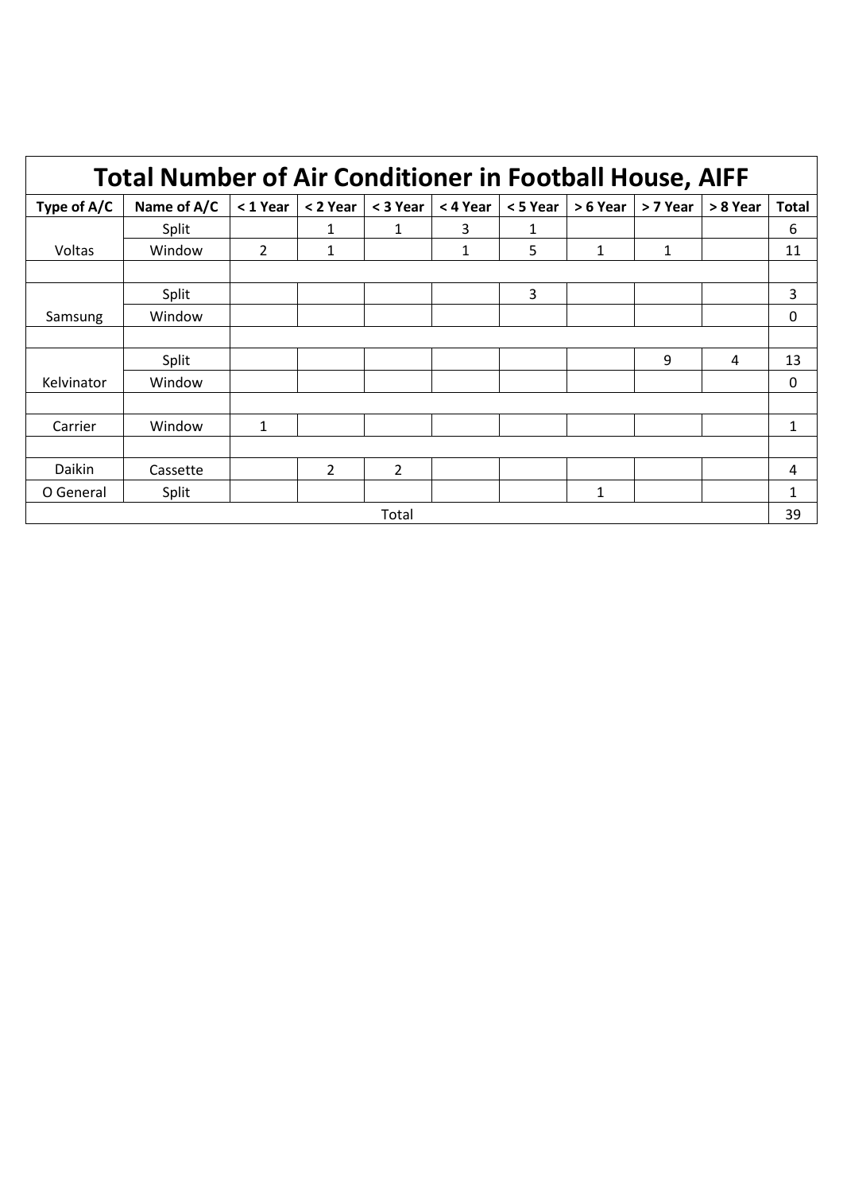# Total Number of Air Conditioner in Football House, AIFF

| Type of A/C | Name of A/C | < 1 Year | < 2 Year | < 3 Year | < 4 Year | < 5 Year | > 6 Year | > 7 Year | > 8 Year | Total |
|---|---|---|---|---|---|---|---|---|---|---|
| Voltas | Split | | 1 | 1 | 3 | 1 | | | | 6 |
| | Window | 2 | 1 | | 1 | 5 | 1 | 1 | | 11 |
| | | | | | | | | | | |
| Samsung | Split | | | | | 3 | | | | 3 |
| | Window | | | | | | | | | 0 |
| | | | | | | | | | | |
| Kelvinator | Split | | | | | | | 9 | 4 | 13 |
| | Window | | | | | | | | | 0 |
| | | | | | | | | | | |
| Carrier | Window | 1 | | | | | | | | 1 |
| | | | | | | | | | | |
| Daikin | Cassette | | 2 | 2 | | | | | | 4 |
| O General | Split | | | | | | 1 | | | 1 |
| Total | | | | | | | | | | 39 |